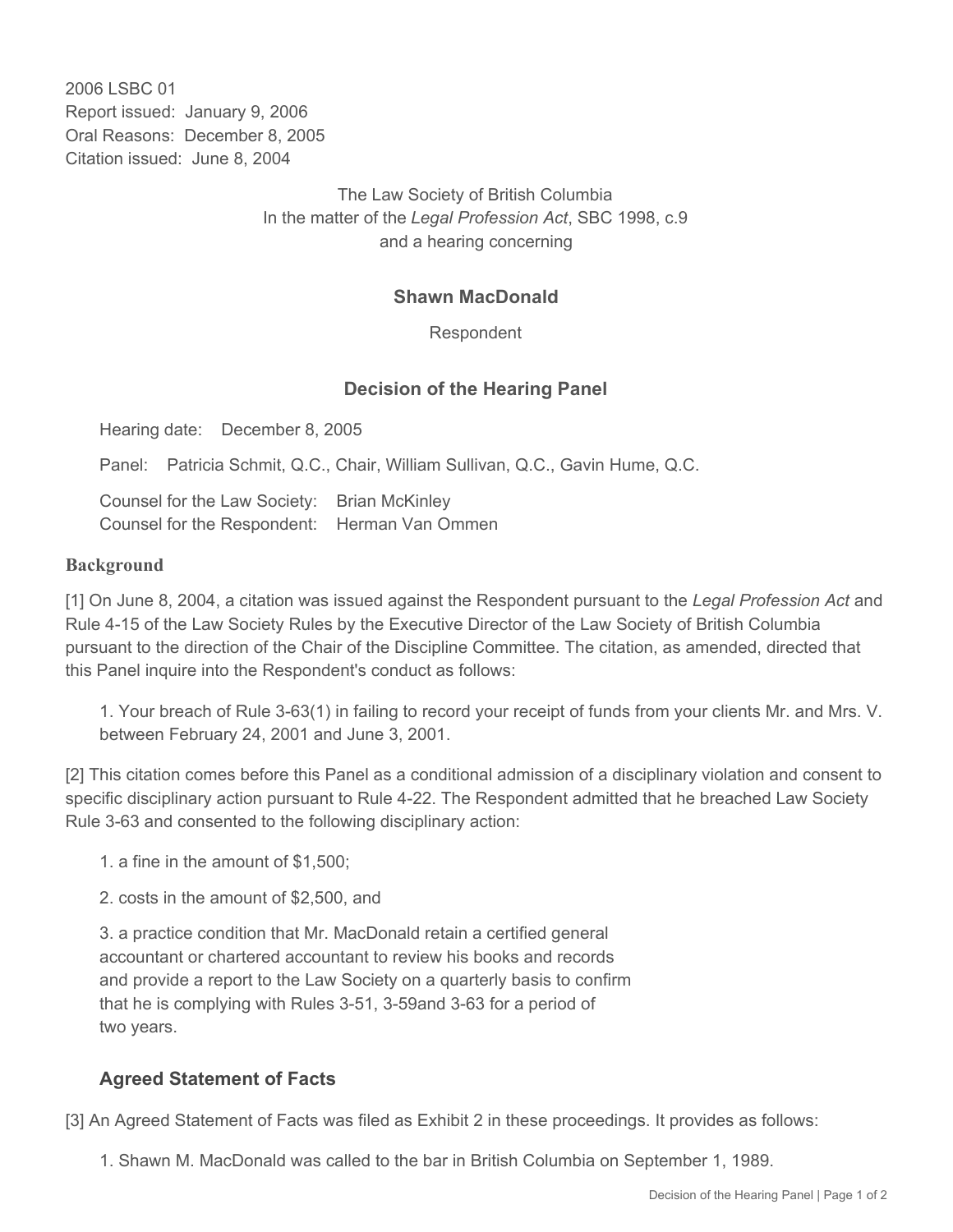2006 LSBC 01
Report issued: January 9, 2006
Oral Reasons: December 8, 2005
Citation issued: June 8, 2004

The Law Society of British Columbia
In the matter of the *Legal Profession Act*, SBC 1998, c.9
and a hearing concerning

## Shawn MacDonald

Respondent

## Decision of the Hearing Panel

Hearing date: December 8, 2005

Panel: Patricia Schmit, Q.C., Chair, William Sullivan, Q.C., Gavin Hume, Q.C.

Counsel for the Law Society: Brian McKinley
Counsel for the Respondent: Herman Van Ommen

### Background

[1] On June 8, 2004, a citation was issued against the Respondent pursuant to the *Legal Profession Act* and Rule 4-15 of the Law Society Rules by the Executive Director of the Law Society of British Columbia pursuant to the direction of the Chair of the Discipline Committee. The citation, as amended, directed that this Panel inquire into the Respondent's conduct as follows:

1. Your breach of Rule 3-63(1) in failing to record your receipt of funds from your clients Mr. and Mrs. V. between February 24, 2001 and June 3, 2001.

[2] This citation comes before this Panel as a conditional admission of a disciplinary violation and consent to specific disciplinary action pursuant to Rule 4-22. The Respondent admitted that he breached Law Society Rule 3-63 and consented to the following disciplinary action:

1. a fine in the amount of $1,500;
2. costs in the amount of $2,500, and
3. a practice condition that Mr. MacDonald retain a certified general accountant or chartered accountant to review his books and records and provide a report to the Law Society on a quarterly basis to confirm that he is complying with Rules 3-51, 3-59and 3-63 for a period of two years.

### Agreed Statement of Facts

[3] An Agreed Statement of Facts was filed as Exhibit 2 in these proceedings. It provides as follows:

1. Shawn M. MacDonald was called to the bar in British Columbia on September 1, 1989.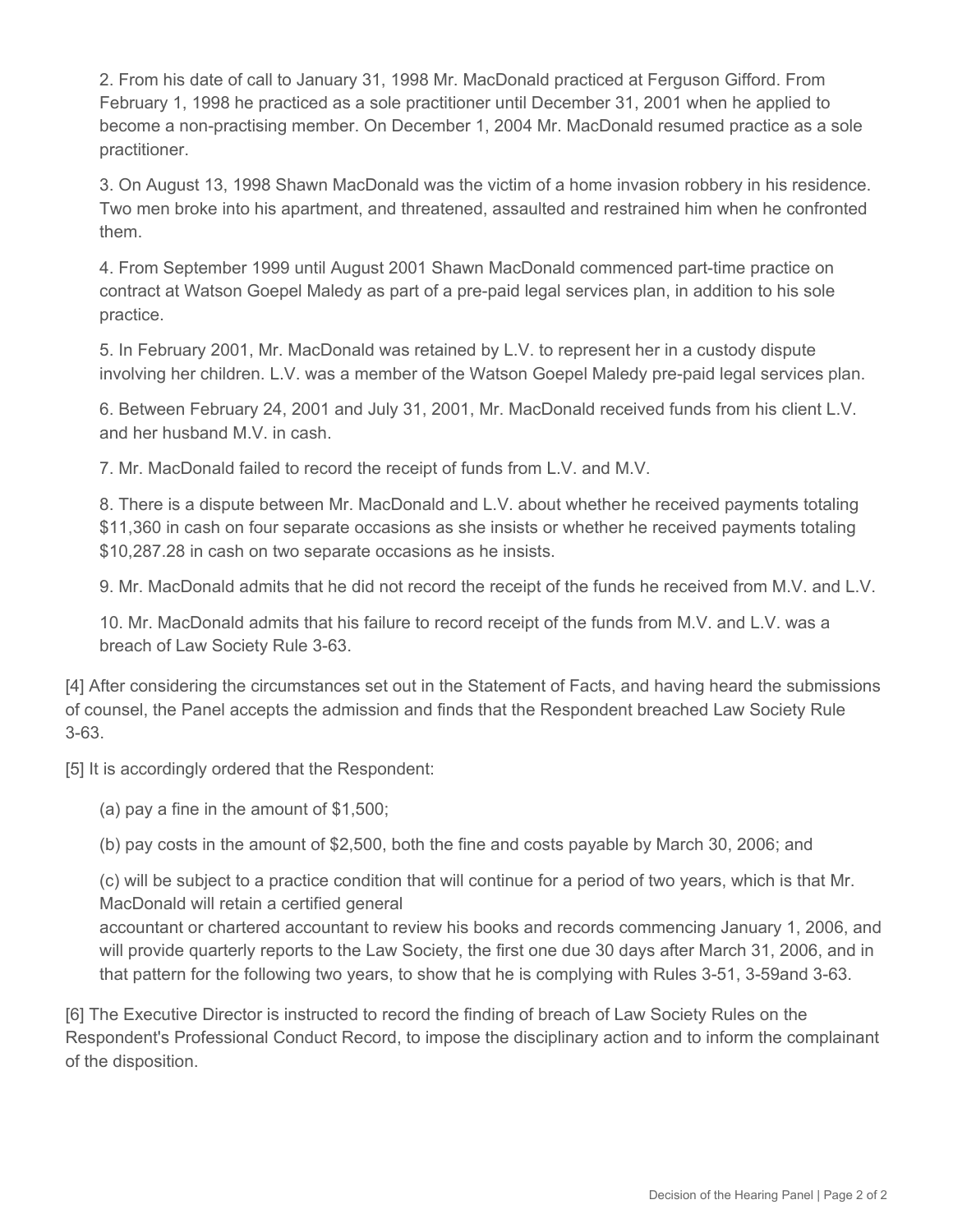2. From his date of call to January 31, 1998 Mr. MacDonald practiced at Ferguson Gifford. From February 1, 1998 he practiced as a sole practitioner until December 31, 2001 when he applied to become a non-practising member. On December 1, 2004 Mr. MacDonald resumed practice as a sole practitioner.

3. On August 13, 1998 Shawn MacDonald was the victim of a home invasion robbery in his residence. Two men broke into his apartment, and threatened, assaulted and restrained him when he confronted them.

4. From September 1999 until August 2001 Shawn MacDonald commenced part-time practice on contract at Watson Goepel Maledy as part of a pre-paid legal services plan, in addition to his sole practice.

5. In February 2001, Mr. MacDonald was retained by L.V. to represent her in a custody dispute involving her children. L.V. was a member of the Watson Goepel Maledy pre-paid legal services plan.

6. Between February 24, 2001 and July 31, 2001, Mr. MacDonald received funds from his client L.V. and her husband M.V. in cash.

7. Mr. MacDonald failed to record the receipt of funds from L.V. and M.V.

8. There is a dispute between Mr. MacDonald and L.V. about whether he received payments totaling $11,360 in cash on four separate occasions as she insists or whether he received payments totaling $10,287.28 in cash on two separate occasions as he insists.

9. Mr. MacDonald admits that he did not record the receipt of the funds he received from M.V. and L.V.

10. Mr. MacDonald admits that his failure to record receipt of the funds from M.V. and L.V. was a breach of Law Society Rule 3-63.

[4] After considering the circumstances set out in the Statement of Facts, and having heard the submissions of counsel, the Panel accepts the admission and finds that the Respondent breached Law Society Rule 3-63.

[5] It is accordingly ordered that the Respondent:

(a) pay a fine in the amount of $1,500;

(b) pay costs in the amount of $2,500, both the fine and costs payable by March 30, 2006; and

(c) will be subject to a practice condition that will continue for a period of two years, which is that Mr. MacDonald will retain a certified general accountant or chartered accountant to review his books and records commencing January 1, 2006, and will provide quarterly reports to the Law Society, the first one due 30 days after March 31, 2006, and in that pattern for the following two years, to show that he is complying with Rules 3-51, 3-59and 3-63.

[6] The Executive Director is instructed to record the finding of breach of Law Society Rules on the Respondent's Professional Conduct Record, to impose the disciplinary action and to inform the complainant of the disposition.